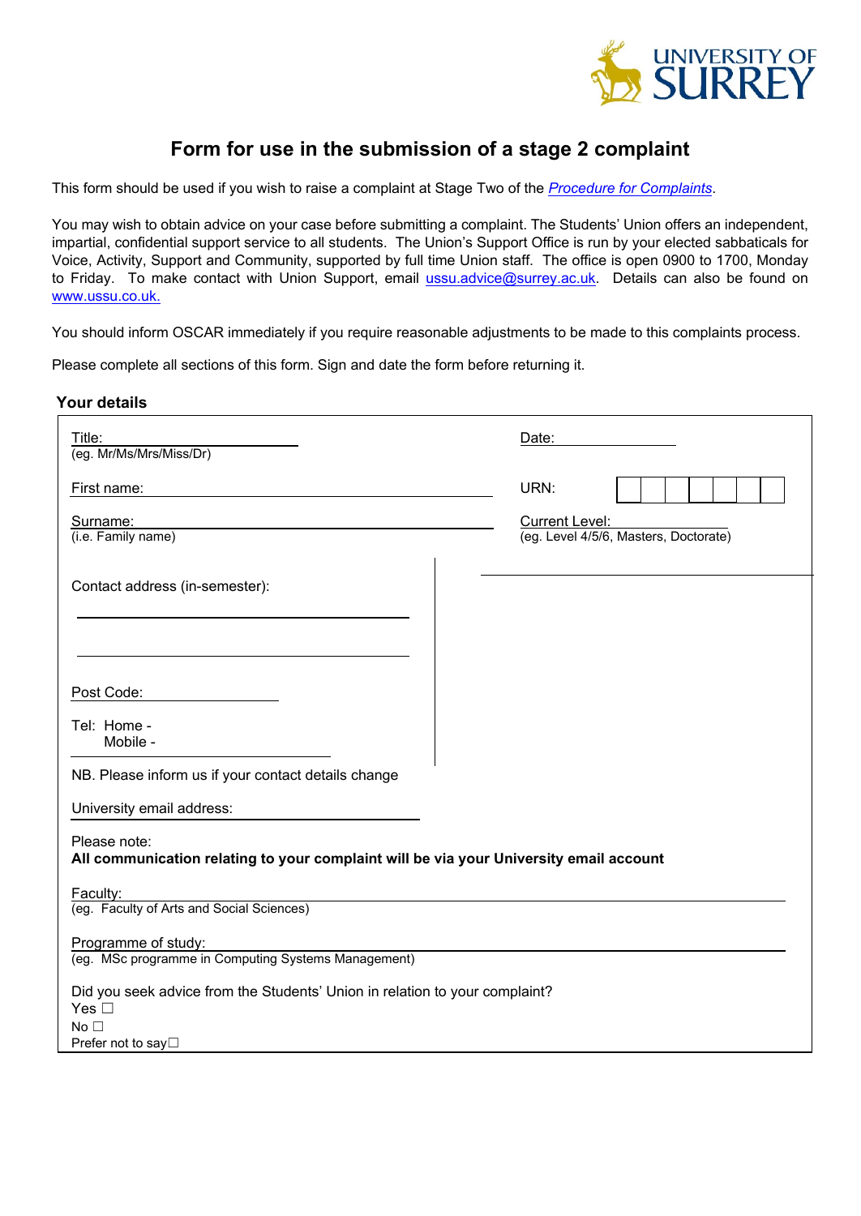# Form for use in the submission of a stage 2 complaint

This form should be used if you wish to raise a complaint at Stage Two of the *Procedure for Complaints*.

You may wish to obtain advice on your case before submitting a complaint. The Students' Union offers an independent, impartial, confidential support service to all students. The Union's Support Office is run by your elected sabbaticals for Voice, Activity, Support and Community, supported by full time Union staff. The office is open 0900 to 1700, Monday to Friday. To make contact with Union Support, email ussu.advice@surrey.ac.uk. Details can also be found on www.ussu.co.uk.

You should inform OSCAR immediately if you require reasonable adjustments to be made to this complaints process.

Please complete all sections of this form. Sign and date the form before returning it.

## Your details

Title: ____________________
(eg. Mr/Ms/Mrs/Miss/Dr)

Date: ____________________

First name: ____________________

URN: ☐☐☐☐☐☐☐

Surname: ____________________
(i.e. Family name)

Current Level: ____________________
(eg. Level 4/5/6, Masters, Doctorate)

Contact address (in-semester):

____________________

____________________

Post Code: ____________________

Tel: Home -
Mobile -

NB. Please inform us if your contact details change

University email address: ____________________

Please note:
**All communication relating to your complaint will be via your University email account**

Faculty: ____________________
(eg. Faculty of Arts and Social Sciences)

Programme of study: ____________________
(eg. MSc programme in Computing Systems Management)

Did you seek advice from the Students' Union in relation to your complaint?
Yes ☐
No ☐
Prefer not to say☐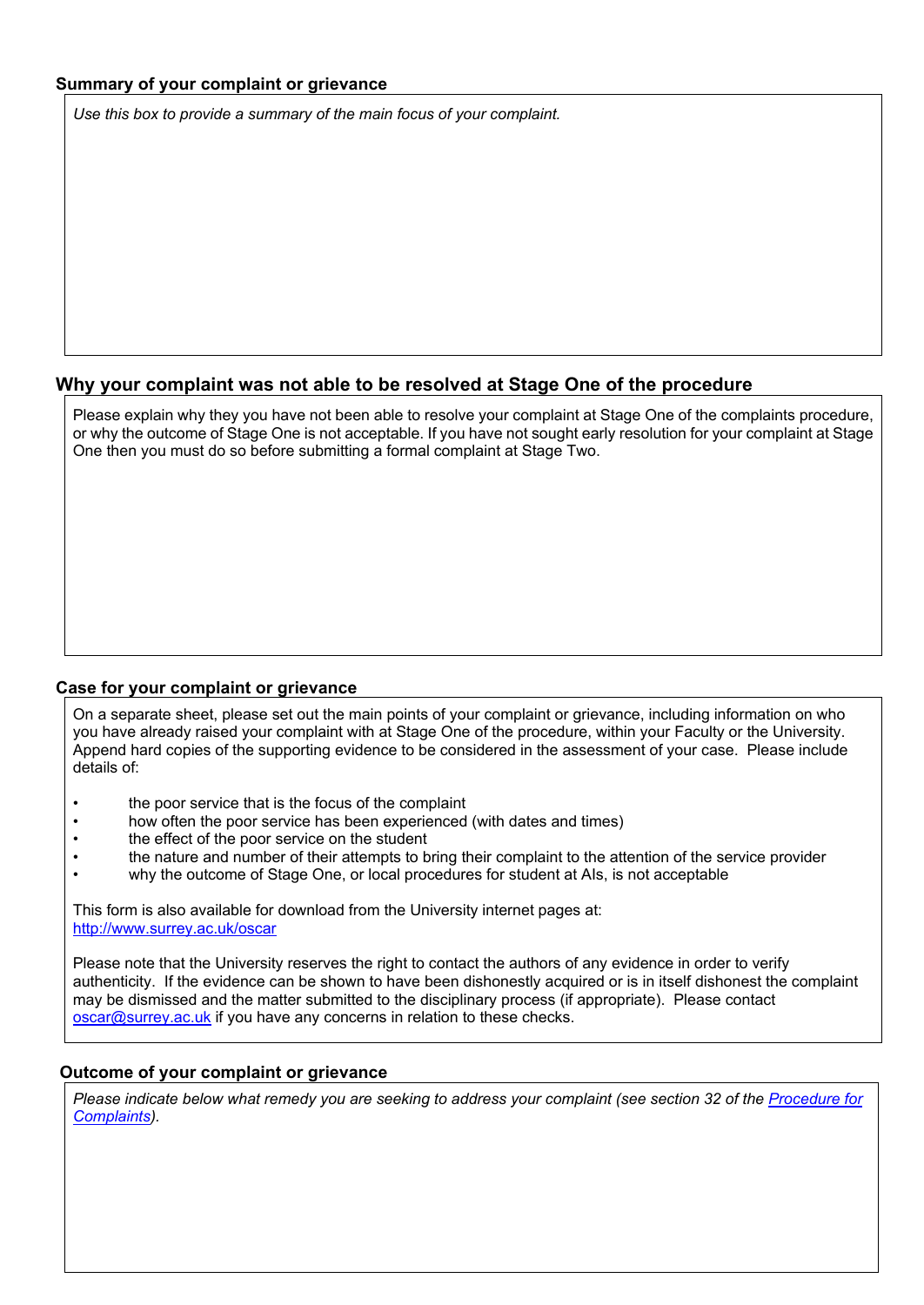### Summary of your complaint or grievance

*Use this box to provide a summary of the main focus of your complaint.*

### Why your complaint was not able to be resolved at Stage One of the procedure

Please explain why they you have not been able to resolve your complaint at Stage One of the complaints procedure, or why the outcome of Stage One is not acceptable. If you have not sought early resolution for your complaint at Stage One then you must do so before submitting a formal complaint at Stage Two.

### Case for your complaint or grievance

On a separate sheet, please set out the main points of your complaint or grievance, including information on who you have already raised your complaint with at Stage One of the procedure, within your Faculty or the University. Append hard copies of the supporting evidence to be considered in the assessment of your case. Please include details of:

- the poor service that is the focus of the complaint
- how often the poor service has been experienced (with dates and times)
- the effect of the poor service on the student
- the nature and number of their attempts to bring their complaint to the attention of the service provider
- why the outcome of Stage One, or local procedures for student at AIs, is not acceptable

This form is also available for download from the University internet pages at: [http://www.surrey.ac.uk/oscar](http://www.surrey.ac.uk/oscar)

Please note that the University reserves the right to contact the authors of any evidence in order to verify authenticity. If the evidence can be shown to have been dishonestly acquired or is in itself dishonest the complaint may be dismissed and the matter submitted to the disciplinary process (if appropriate). Please contact [oscar@surrey.ac.uk](mailto:oscar@surrey.ac.uk) if you have any concerns in relation to these checks.

### Outcome of your complaint or grievance

*Please indicate below what remedy you are seeking to address your complaint (see section 32 of the [Procedure for Complaints](Procedure for Complaints)).*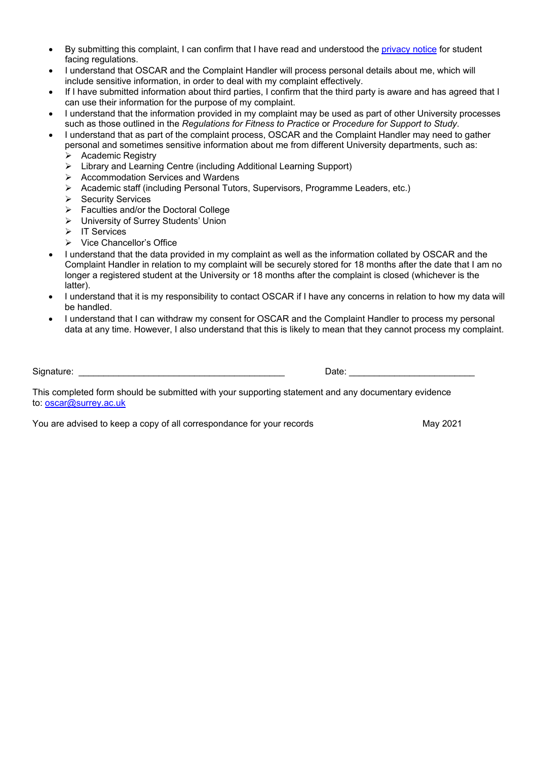- By submitting this complaint, I can confirm that I have read and understood the [privacy notice](privacy notice) for student facing regulations.
- I understand that OSCAR and the Complaint Handler will process personal details about me, which will include sensitive information, in order to deal with my complaint effectively.
- If I have submitted information about third parties, I confirm that the third party is aware and has agreed that I can use their information for the purpose of my complaint.
- I understand that the information provided in my complaint may be used as part of other University processes such as those outlined in the *Regulations for Fitness to Practice* or *Procedure for Support to Study*.
- I understand that as part of the complaint process, OSCAR and the Complaint Handler may need to gather personal and sometimes sensitive information about me from different University departments, such as:
    - Academic Registry
    - Library and Learning Centre (including Additional Learning Support)
    - Accommodation Services and Wardens
    - Academic staff (including Personal Tutors, Supervisors, Programme Leaders, etc.)
    - Security Services
    - Faculties and/or the Doctoral College
    - University of Surrey Students' Union
    - IT Services
    - Vice Chancellor's Office
- I understand that the data provided in my complaint as well as the information collated by OSCAR and the Complaint Handler in relation to my complaint will be securely stored for 18 months after the date that I am no longer a registered student at the University or 18 months after the complaint is closed (whichever is the latter).
- I understand that it is my responsibility to contact OSCAR if I have any concerns in relation to how my data will be handled.
- I understand that I can withdraw my consent for OSCAR and the Complaint Handler to process my personal data at any time. However, I also understand that this is likely to mean that they cannot process my complaint.

Signature: ________________________________________ Date: ________________________

This completed form should be submitted with your supporting statement and any documentary evidence to: oscar@surrey.ac.uk

You are advised to keep a copy of all correspondance for your records

May 2021